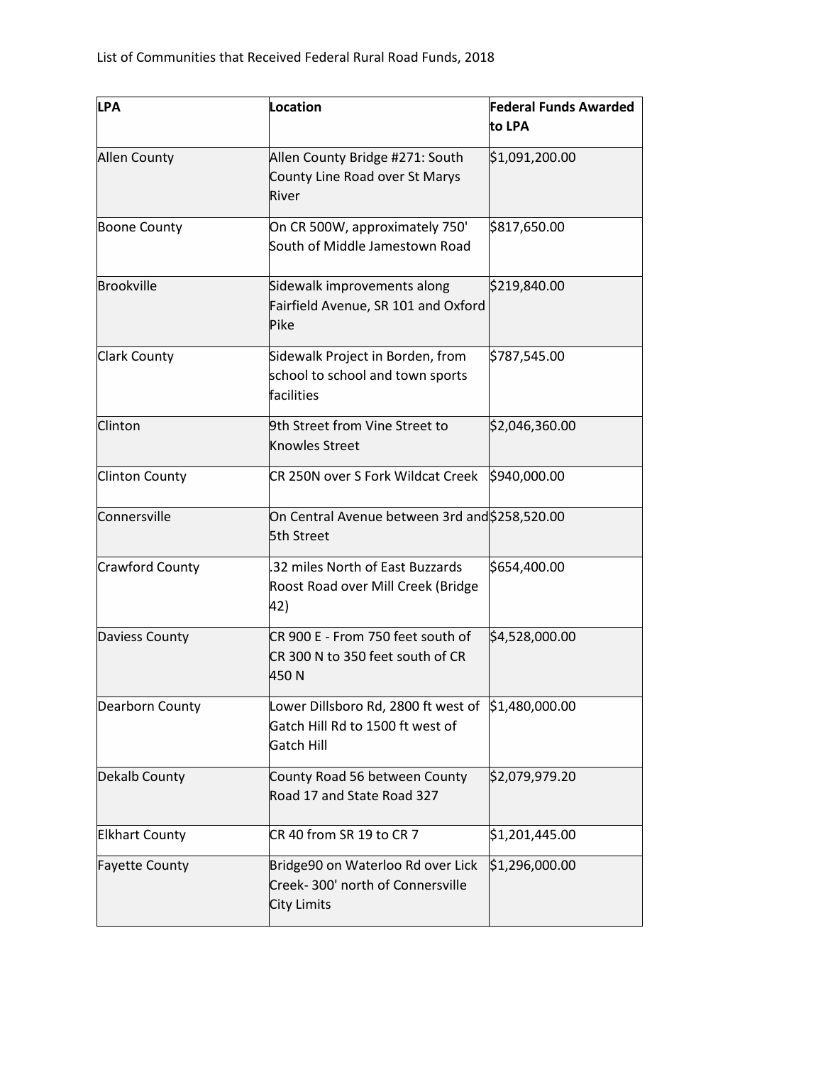List of Communities that Received Federal Rural Road Funds, 2018

| LPA | Location | Federal Funds Awarded to LPA |
| --- | --- | --- |
| Allen County | Allen County Bridge #271: South County Line Road over St Marys River | $1,091,200.00 |
| Boone County | On CR 500W, approximately 750' South of Middle Jamestown Road | $817,650.00 |
| Brookville | Sidewalk improvements along Fairfield Avenue, SR 101 and Oxford Pike | $219,840.00 |
| Clark County | Sidewalk Project in Borden, from school to school and town sports facilities | $787,545.00 |
| Clinton | 9th Street from Vine Street to Knowles Street | $2,046,360.00 |
| Clinton County | CR 250N over S Fork Wildcat Creek | $940,000.00 |
| Connersville | On Central Avenue between 3rd and 5th Street | $258,520.00 |
| Crawford County | .32 miles North of East Buzzards Roost Road over Mill Creek (Bridge 42) | $654,400.00 |
| Daviess County | CR 900 E - From 750 feet south of CR 300 N to 350 feet south of CR 450 N | $4,528,000.00 |
| Dearborn County | Lower Dillsboro Rd, 2800 ft west of Gatch Hill Rd to 1500 ft west of Gatch Hill | $1,480,000.00 |
| Dekalb County | County Road 56 between County Road 17 and State Road 327 | $2,079,979.20 |
| Elkhart County | CR 40 from SR 19 to CR 7 | $1,201,445.00 |
| Fayette County | Bridge90 on Waterloo Rd over Lick Creek- 300' north of Connersville City Limits | $1,296,000.00 |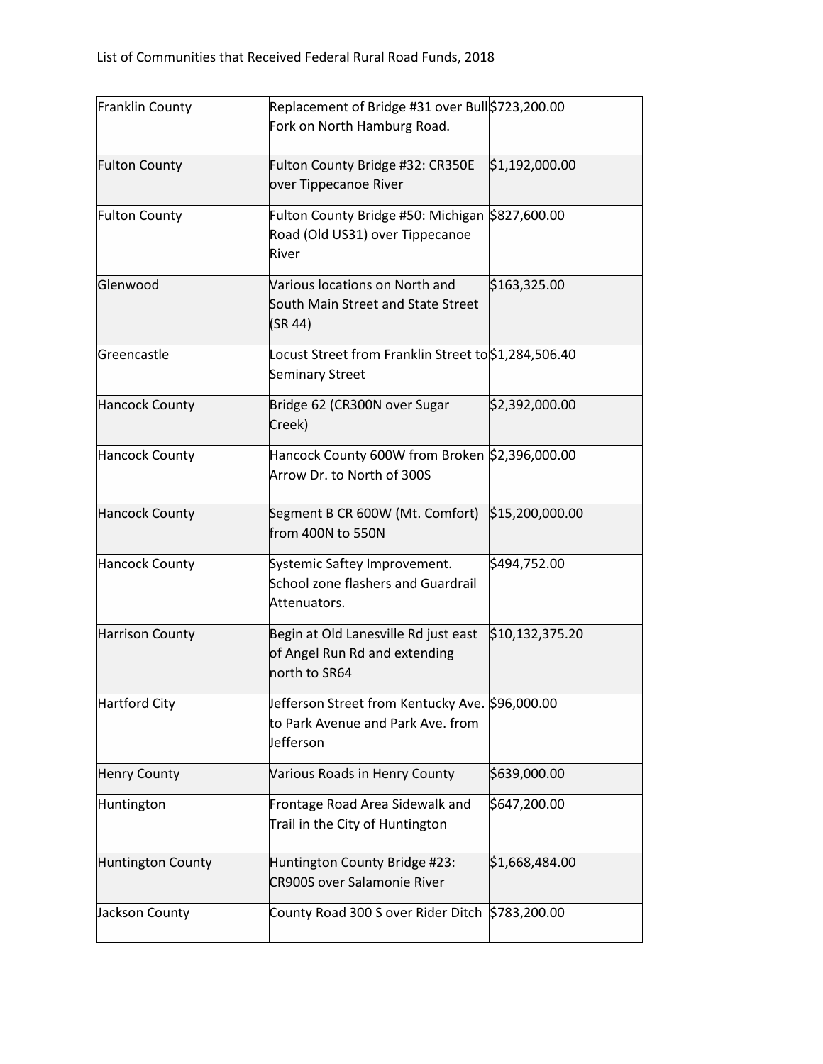List of Communities that Received Federal Rural Road Funds, 2018

| | | |
|---|---|---|
| Franklin County | Replacement of Bridge #31 over Bull Fork on North Hamburg Road. | $723,200.00 |
| Fulton County | Fulton County Bridge #32: CR350E over Tippecanoe River | $1,192,000.00 |
| Fulton County | Fulton County Bridge #50: Michigan Road (Old US31) over Tippecanoe River | $827,600.00 |
| Glenwood | Various locations on North and South Main Street and State Street (SR 44) | $163,325.00 |
| Greencastle | Locust Street from Franklin Street to Seminary Street | $1,284,506.40 |
| Hancock County | Bridge 62 (CR300N over Sugar Creek) | $2,392,000.00 |
| Hancock County | Hancock County 600W from Broken Arrow Dr. to North of 300S | $2,396,000.00 |
| Hancock County | Segment B CR 600W (Mt. Comfort) from 400N to 550N | $15,200,000.00 |
| Hancock County | Systemic Saftey Improvement. School zone flashers and Guardrail Attenuators. | $494,752.00 |
| Harrison County | Begin at Old Lanesville Rd just east of Angel Run Rd and extending north to SR64 | $10,132,375.20 |
| Hartford City | Jefferson Street from Kentucky Ave. to Park Avenue and Park Ave. from Jefferson | $96,000.00 |
| Henry County | Various Roads in Henry County | $639,000.00 |
| Huntington | Frontage Road Area Sidewalk and Trail in the City of Huntington | $647,200.00 |
| Huntington County | Huntington County Bridge #23: CR900S over Salamonie River | $1,668,484.00 |
| Jackson County | County Road 300 S over Rider Ditch | $783,200.00 |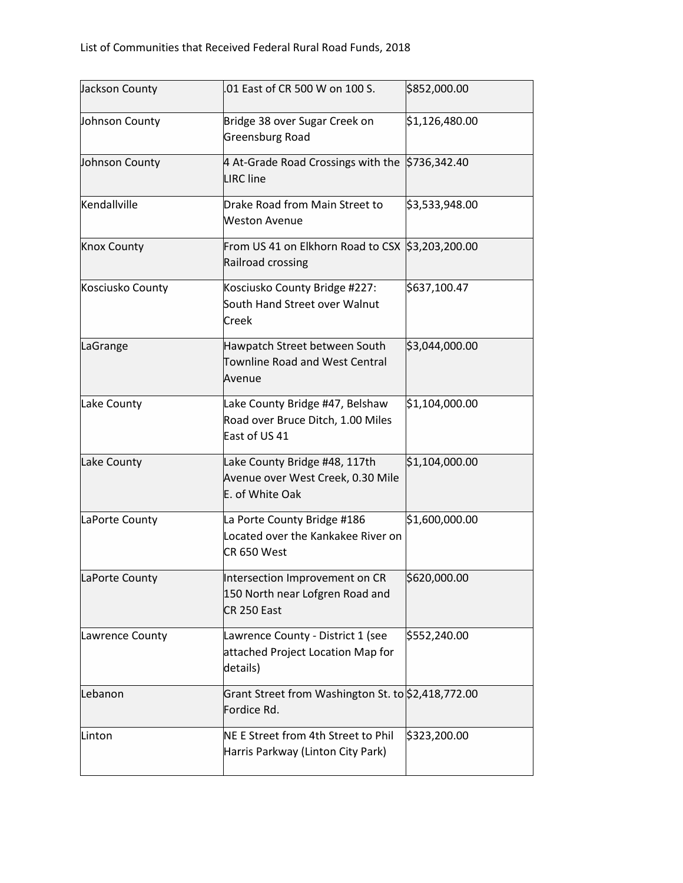List of Communities that Received Federal Rural Road Funds, 2018

| | | |
|---|---|---|
| Jackson County | .01 East of CR 500 W on 100 S. | $852,000.00 |
| Johnson County | Bridge 38 over Sugar Creek on Greensburg Road | $1,126,480.00 |
| Johnson County | 4 At-Grade Road Crossings with the LIRC line | $736,342.40 |
| Kendallville | Drake Road from Main Street to Weston Avenue | $3,533,948.00 |
| Knox County | From US 41 on Elkhorn Road to CSX Railroad crossing | $3,203,200.00 |
| Kosciusko County | Kosciusko County Bridge #227: South Hand Street over Walnut Creek | $637,100.47 |
| LaGrange | Hawpatch Street between South Townline Road and West Central Avenue | $3,044,000.00 |
| Lake County | Lake County Bridge #47, Belshaw Road over Bruce Ditch, 1.00 Miles East of US 41 | $1,104,000.00 |
| Lake County | Lake County Bridge #48, 117th Avenue over West Creek, 0.30 Mile E. of White Oak | $1,104,000.00 |
| LaPorte County | La Porte County Bridge #186 Located over the Kankakee River on CR 650 West | $1,600,000.00 |
| LaPorte County | Intersection Improvement on CR 150 North near Lofgren Road and CR 250 East | $620,000.00 |
| Lawrence County | Lawrence County - District 1 (see attached Project Location Map for details) | $552,240.00 |
| Lebanon | Grant Street from Washington St. to Fordice Rd. | $2,418,772.00 |
| Linton | NE E Street from 4th Street to Phil Harris Parkway (Linton City Park) | $323,200.00 |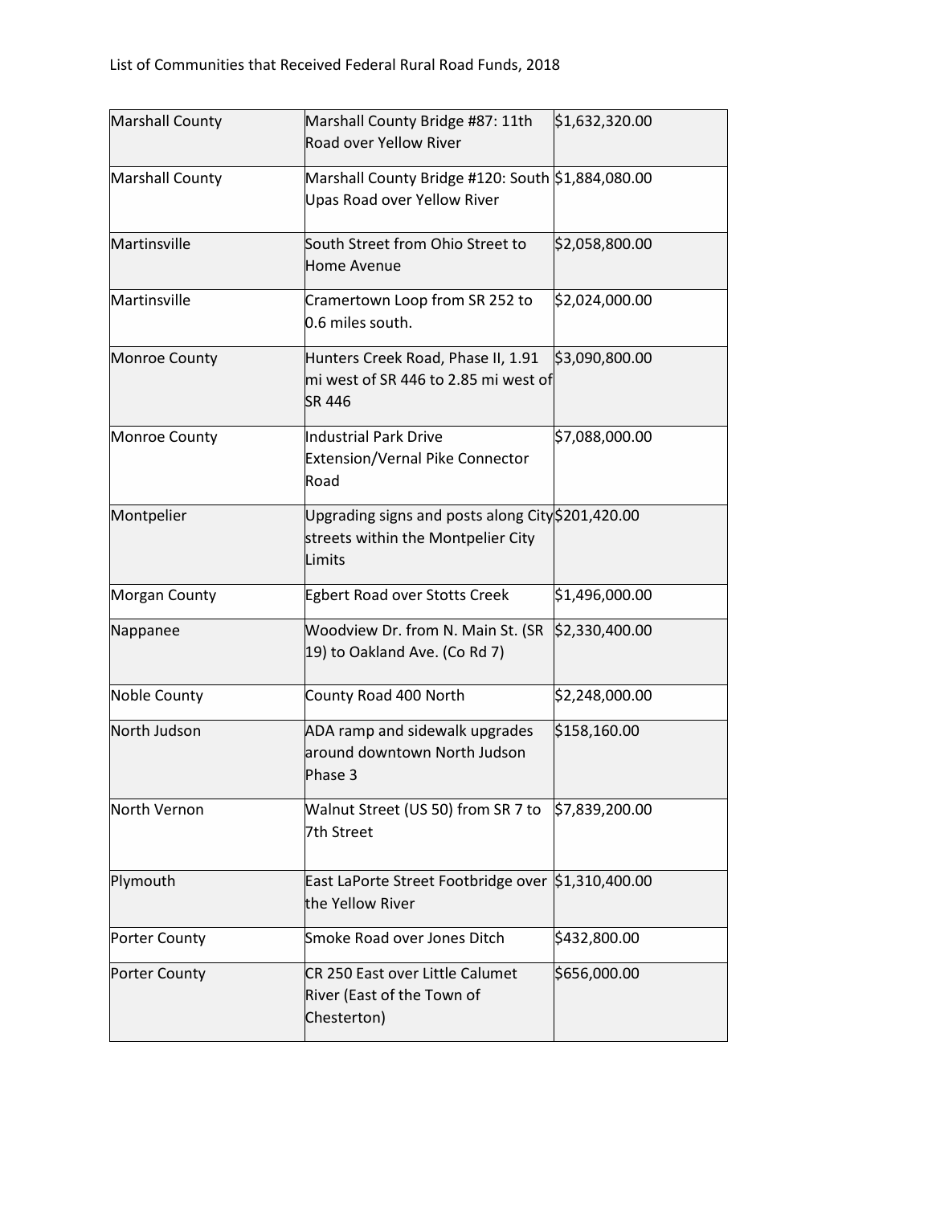List of Communities that Received Federal Rural Road Funds, 2018

| | | |
|---|---|---|
| Marshall County | Marshall County Bridge #87: 11th Road over Yellow River | $1,632,320.00 |
| Marshall County | Marshall County Bridge #120: South Upas Road over Yellow River | $1,884,080.00 |
| Martinsville | South Street from Ohio Street to Home Avenue | $2,058,800.00 |
| Martinsville | Cramertown Loop from SR 252 to 0.6 miles south. | $2,024,000.00 |
| Monroe County | Hunters Creek Road, Phase II, 1.91 mi west of SR 446 to 2.85 mi west of SR 446 | $3,090,800.00 |
| Monroe County | Industrial Park Drive Extension/Vernal Pike Connector Road | $7,088,000.00 |
| Montpelier | Upgrading signs and posts along City streets within the Montpelier City Limits | $201,420.00 |
| Morgan County | Egbert Road over Stotts Creek | $1,496,000.00 |
| Nappanee | Woodview Dr. from N. Main St. (SR 19) to Oakland Ave. (Co Rd 7) | $2,330,400.00 |
| Noble County | County Road 400 North | $2,248,000.00 |
| North Judson | ADA ramp and sidewalk upgrades around downtown North Judson Phase 3 | $158,160.00 |
| North Vernon | Walnut Street (US 50) from SR 7 to 7th Street | $7,839,200.00 |
| Plymouth | East LaPorte Street Footbridge over the Yellow River | $1,310,400.00 |
| Porter County | Smoke Road over Jones Ditch | $432,800.00 |
| Porter County | CR 250 East over Little Calumet River (East of the Town of Chesterton) | $656,000.00 |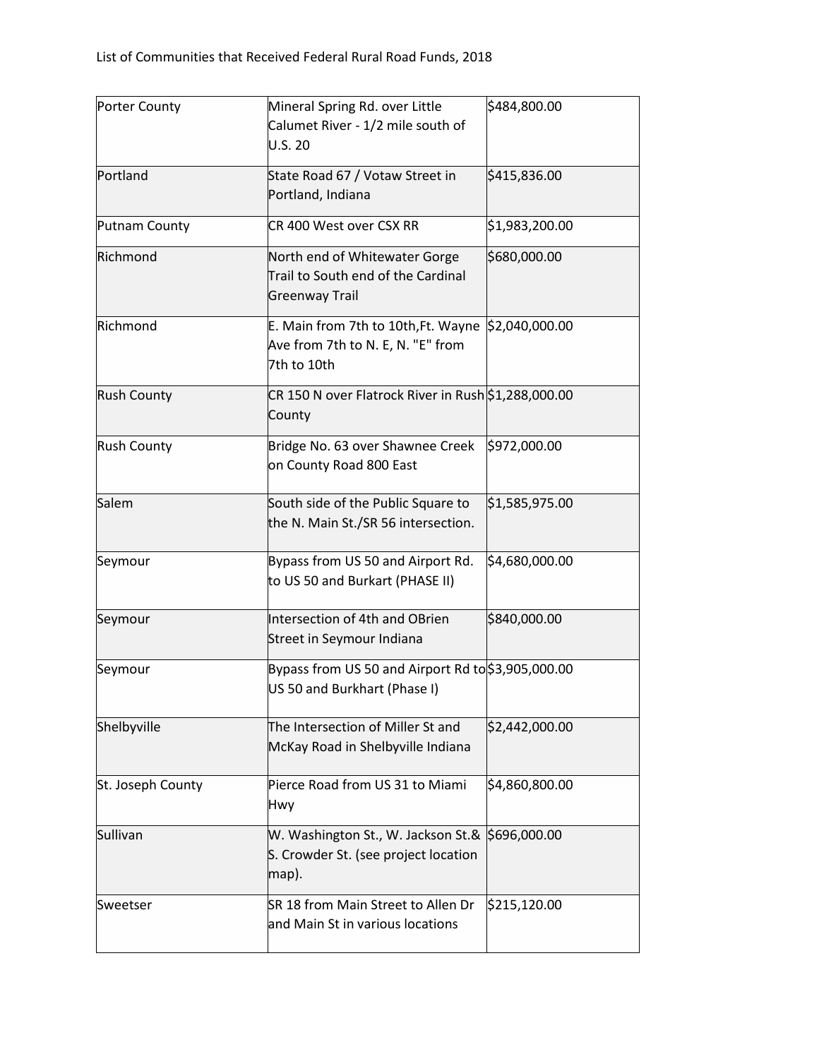List of Communities that Received Federal Rural Road Funds, 2018

| | | |
|---|---|---|
| Porter County | Mineral Spring Rd. over Little Calumet River - 1/2 mile south of U.S. 20 | $484,800.00 |
| Portland | State Road 67 / Votaw Street in Portland, Indiana | $415,836.00 |
| Putnam County | CR 400 West over CSX RR | $1,983,200.00 |
| Richmond | North end of Whitewater Gorge Trail to South end of the Cardinal Greenway Trail | $680,000.00 |
| Richmond | E. Main from 7th to 10th,Ft. Wayne Ave from 7th to N. E, N. "E" from 7th to 10th | $2,040,000.00 |
| Rush County | CR 150 N over Flatrock River in Rush County | $1,288,000.00 |
| Rush County | Bridge No. 63 over Shawnee Creek on County Road 800 East | $972,000.00 |
| Salem | South side of the Public Square to the N. Main St./SR 56 intersection. | $1,585,975.00 |
| Seymour | Bypass from US 50 and Airport Rd. to US 50 and Burkart (PHASE II) | $4,680,000.00 |
| Seymour | Intersection of 4th and OBrien Street in Seymour Indiana | $840,000.00 |
| Seymour | Bypass from US 50 and Airport Rd to US 50 and Burkhart (Phase I) | $3,905,000.00 |
| Shelbyville | The Intersection of Miller St and McKay Road in Shelbyville Indiana | $2,442,000.00 |
| St. Joseph County | Pierce Road from US 31 to Miami Hwy | $4,860,800.00 |
| Sullivan | W. Washington St., W. Jackson St.& S. Crowder St. (see project location map). | $696,000.00 |
| Sweetser | SR 18 from Main Street to Allen Dr and Main St in various locations | $215,120.00 |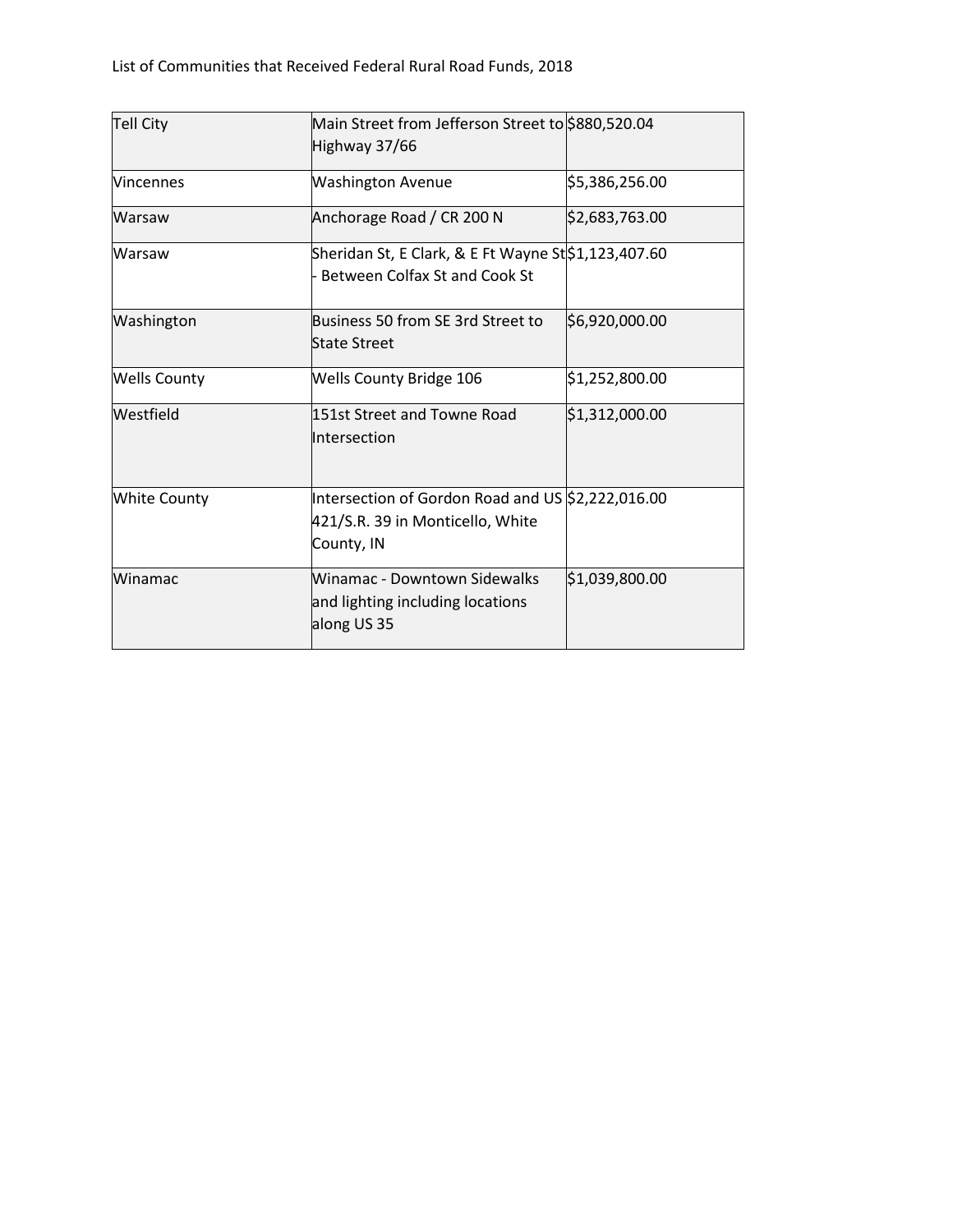| | | |
|---|---|---|
| Tell City | Main Street from Jefferson Street to Highway 37/66 | $880,520.04 |
| Vincennes | Washington Avenue | $5,386,256.00 |
| Warsaw | Anchorage Road / CR 200 N | $2,683,763.00 |
| Warsaw | Sheridan St, E Clark, & E Ft Wayne St - Between Colfax St and Cook St | $1,123,407.60 |
| Washington | Business 50 from SE 3rd Street to State Street | $6,920,000.00 |
| Wells County | Wells County Bridge 106 | $1,252,800.00 |
| Westfield | 151st Street and Towne Road Intersection | $1,312,000.00 |
| White County | Intersection of Gordon Road and US 421/S.R. 39 in Monticello, White County, IN | $2,222,016.00 |
| Winamac | Winamac - Downtown Sidewalks and lighting including locations along US 35 | $1,039,800.00 |